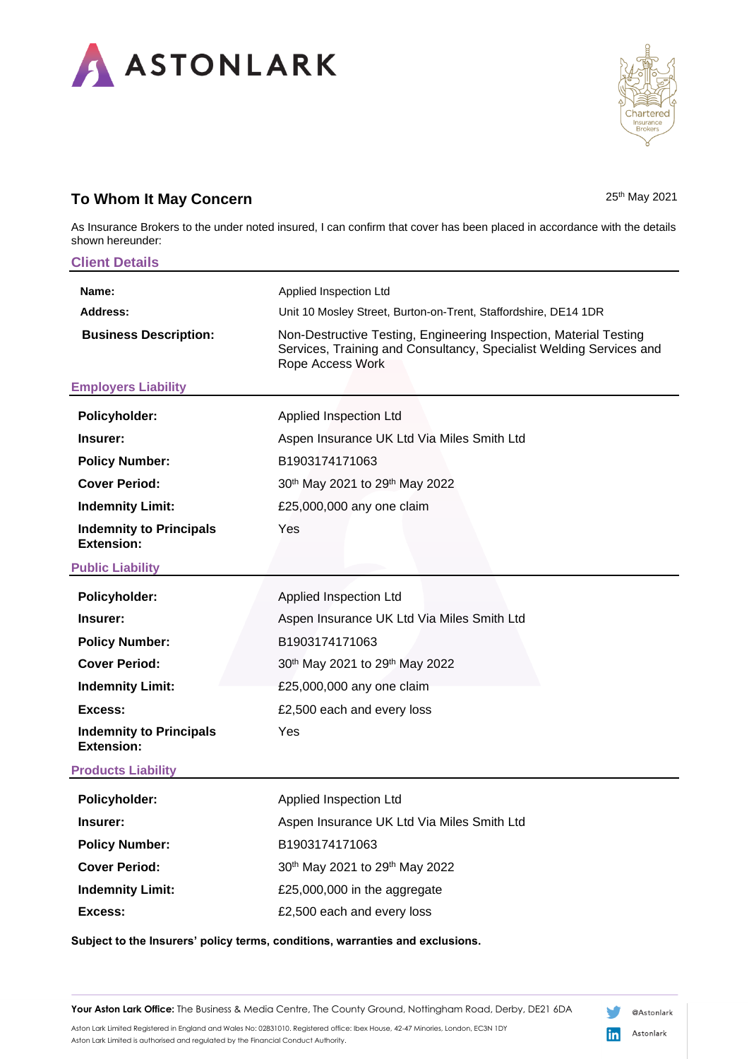ASTONLARK

## To Whom It May Concern

25th May 2021

As Insurance Brokers to the under noted insured, I can confirm that cover has been placed in accordance with the details shown hereunder:

### Client Details

| | |
|---|---|
| **Name:** | Applied Inspection Ltd |
| **Address:** | Unit 10 Mosley Street, Burton-on-Trent, Staffordshire, DE14 1DR |
| **Business Description:** | Non-Destructive Testing, Engineering Inspection, Material Testing Services, Training and Consultancy, Specialist Welding Services and Rope Access Work |

### Employers Liability

| | |
|---|---|
| **Policyholder:** | Applied Inspection Ltd |
| **Insurer:** | Aspen Insurance UK Ltd Via Miles Smith Ltd |
| **Policy Number:** | B1903174171063 |
| **Cover Period:** | 30th May 2021 to 29th May 2022 |
| **Indemnity Limit:** | £25,000,000 any one claim |
| **Indemnity to Principals Extension:** | Yes |

### Public Liability

| | |
|---|---|
| **Policyholder:** | Applied Inspection Ltd |
| **Insurer:** | Aspen Insurance UK Ltd Via Miles Smith Ltd |
| **Policy Number:** | B1903174171063 |
| **Cover Period:** | 30th May 2021 to 29th May 2022 |
| **Indemnity Limit:** | £25,000,000 any one claim |
| **Excess:** | £2,500 each and every loss |
| **Indemnity to Principals Extension:** | Yes |

### Products Liability

| | |
|---|---|
| **Policyholder:** | Applied Inspection Ltd |
| **Insurer:** | Aspen Insurance UK Ltd Via Miles Smith Ltd |
| **Policy Number:** | B1903174171063 |
| **Cover Period:** | 30th May 2021 to 29th May 2022 |
| **Indemnity Limit:** | £25,000,000 in the aggregate |
| **Excess:** | £2,500 each and every loss |

**Subject to the Insurers' policy terms, conditions, warranties and exclusions.**

**Your Aston Lark Office:** The Business & Media Centre, The County Ground, Nottingham Road, Derby, DE21 6DA

Aston Lark Limited Registered in England and Wales No: 02831010. Registered office: Ibex House, 42-47 Minories, London, EC3N 1DY
Aston Lark Limited is authorised and regulated by the Financial Conduct Authority.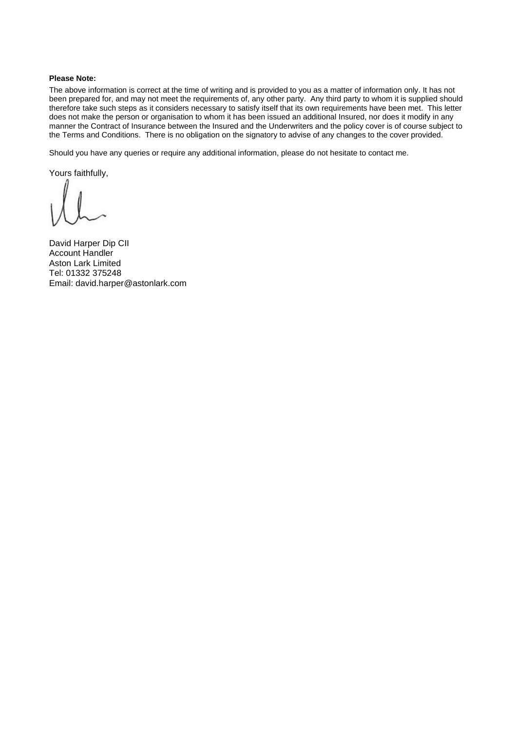**Please Note:**

The above information is correct at the time of writing and is provided to you as a matter of information only. It has not been prepared for, and may not meet the requirements of, any other party. Any third party to whom it is supplied should therefore take such steps as it considers necessary to satisfy itself that its own requirements have been met. This letter does not make the person or organisation to whom it has been issued an additional Insured, nor does it modify in any manner the Contract of Insurance between the Insured and the Underwriters and the policy cover is of course subject to the Terms and Conditions. There is no obligation on the signatory to advise of any changes to the cover provided.

Should you have any queries or require any additional information, please do not hesitate to contact me.

Yours faithfully,

David Harper Dip CII
Account Handler
Aston Lark Limited
Tel: 01332 375248
Email: david.harper@astonlark.com